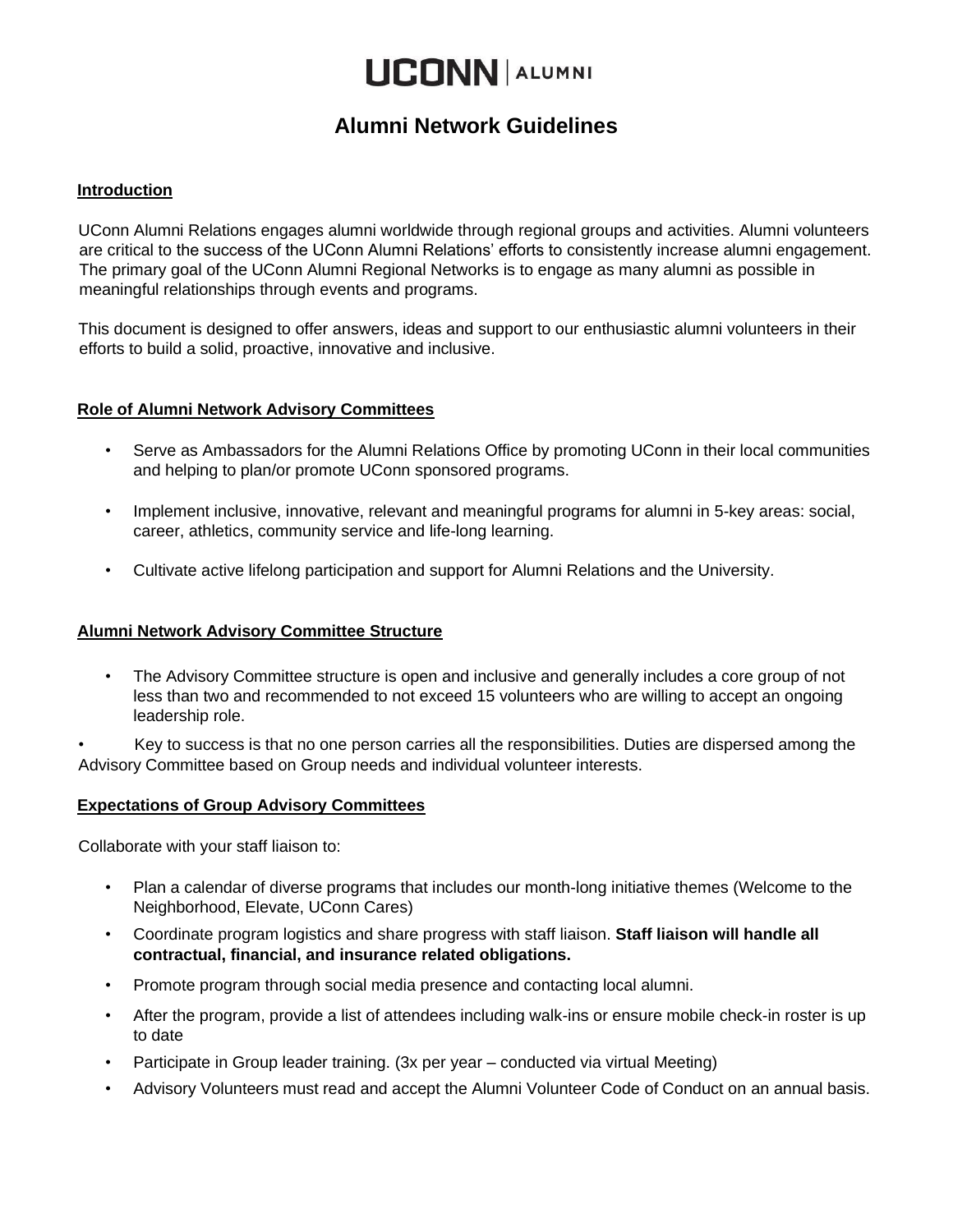# UCONN | ALUMNI

## Alumni Network Guidelines

### Introduction

UConn Alumni Relations engages alumni worldwide through regional groups and activities. Alumni volunteers are critical to the success of the UConn Alumni Relations' efforts to consistently increase alumni engagement. The primary goal of the UConn Alumni Regional Networks is to engage as many alumni as possible in meaningful relationships through events and programs.

This document is designed to offer answers, ideas and support to our enthusiastic alumni volunteers in their efforts to build a solid, proactive, innovative and inclusive.

### Role of Alumni Network Advisory Committees

- Serve as Ambassadors for the Alumni Relations Office by promoting UConn in their local communities and helping to plan/or promote UConn sponsored programs.
- Implement inclusive, innovative, relevant and meaningful programs for alumni in 5-key areas: social, career, athletics, community service and life-long learning.
- Cultivate active lifelong participation and support for Alumni Relations and the University.

### Alumni Network Advisory Committee Structure

- The Advisory Committee structure is open and inclusive and generally includes a core group of not less than two and recommended to not exceed 15 volunteers who are willing to accept an ongoing leadership role.
- Key to success is that no one person carries all the responsibilities. Duties are dispersed among the Advisory Committee based on Group needs and individual volunteer interests.

### Expectations of Group Advisory Committees

Collaborate with your staff liaison to:

- Plan a calendar of diverse programs that includes our month-long initiative themes (Welcome to the Neighborhood, Elevate, UConn Cares)
- Coordinate program logistics and share progress with staff liaison. **Staff liaison will handle all contractual, financial, and insurance related obligations.**
- Promote program through social media presence and contacting local alumni.
- After the program, provide a list of attendees including walk-ins or ensure mobile check-in roster is up to date
- Participate in Group leader training. (3x per year – conducted via virtual Meeting)
- Advisory Volunteers must read and accept the Alumni Volunteer Code of Conduct on an annual basis.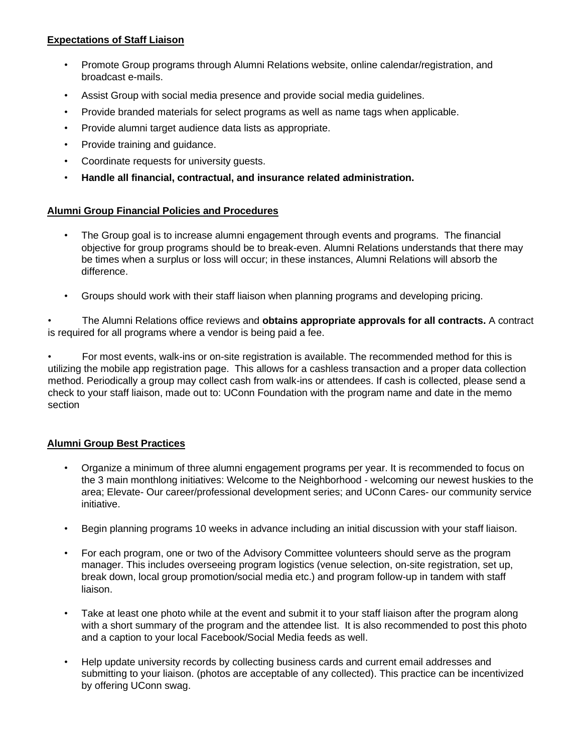**Expectations of Staff Liaison**

- Promote Group programs through Alumni Relations website, online calendar/registration, and broadcast e-mails.
- Assist Group with social media presence and provide social media guidelines.
- Provide branded materials for select programs as well as name tags when applicable.
- Provide alumni target audience data lists as appropriate.
- Provide training and guidance.
- Coordinate requests for university guests.
- **Handle all financial, contractual, and insurance related administration.**

**Alumni Group Financial Policies and Procedures**

- The Group goal is to increase alumni engagement through events and programs. The financial objective for group programs should be to break-even. Alumni Relations understands that there may be times when a surplus or loss will occur; in these instances, Alumni Relations will absorb the difference.
- Groups should work with their staff liaison when planning programs and developing pricing.
- The Alumni Relations office reviews and **obtains appropriate approvals for all contracts.** A contract is required for all programs where a vendor is being paid a fee.
- For most events, walk-ins or on-site registration is available. The recommended method for this is utilizing the mobile app registration page. This allows for a cashless transaction and a proper data collection method. Periodically a group may collect cash from walk-ins or attendees. If cash is collected, please send a check to your staff liaison, made out to: UConn Foundation with the program name and date in the memo section

**Alumni Group Best Practices**

- Organize a minimum of three alumni engagement programs per year. It is recommended to focus on the 3 main monthlong initiatives: Welcome to the Neighborhood - welcoming our newest huskies to the area; Elevate- Our career/professional development series; and UConn Cares- our community service initiative.
- Begin planning programs 10 weeks in advance including an initial discussion with your staff liaison.
- For each program, one or two of the Advisory Committee volunteers should serve as the program manager. This includes overseeing program logistics (venue selection, on-site registration, set up, break down, local group promotion/social media etc.) and program follow-up in tandem with staff liaison.
- Take at least one photo while at the event and submit it to your staff liaison after the program along with a short summary of the program and the attendee list. It is also recommended to post this photo and a caption to your local Facebook/Social Media feeds as well.
- Help update university records by collecting business cards and current email addresses and submitting to your liaison. (photos are acceptable of any collected). This practice can be incentivized by offering UConn swag.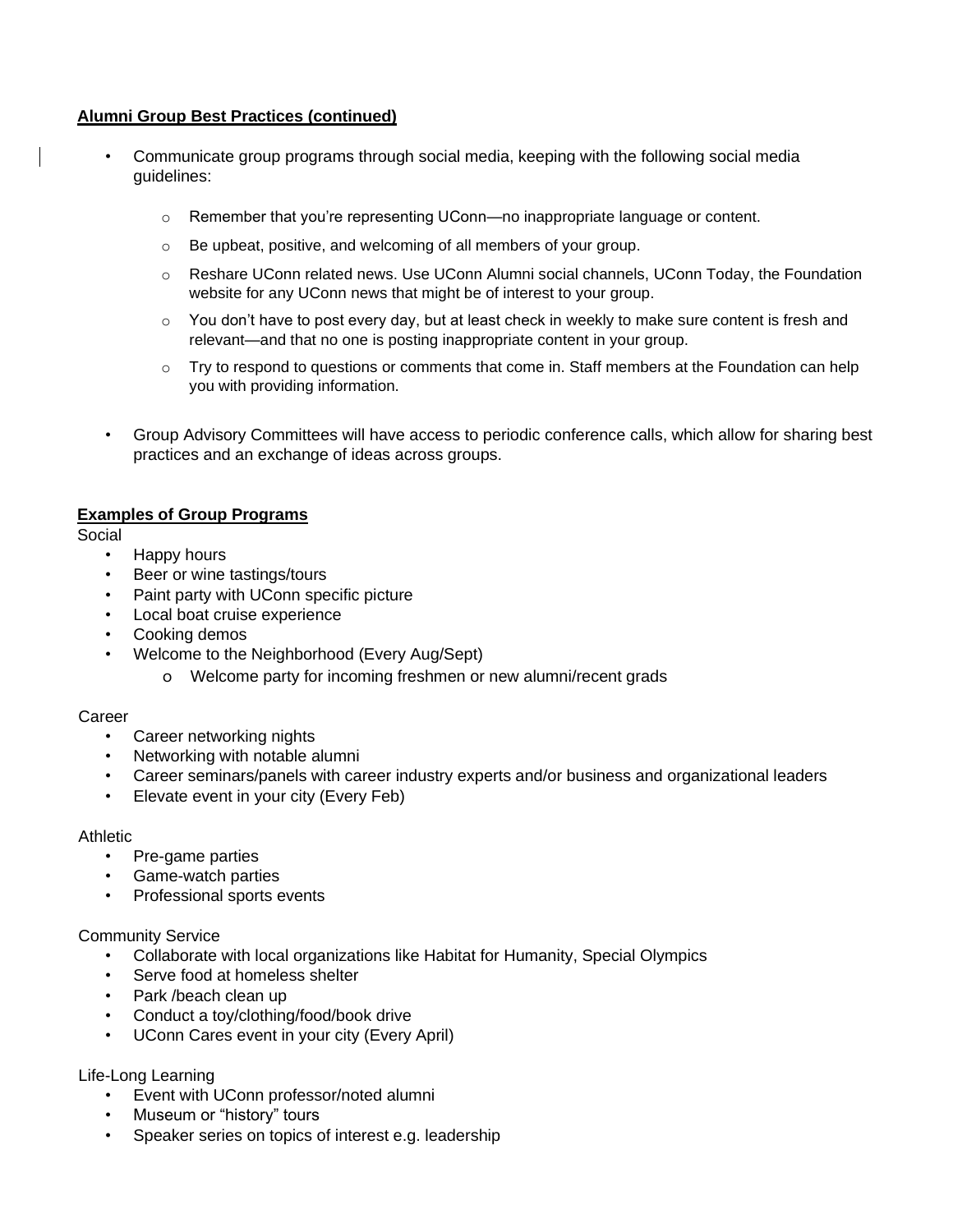**Alumni Group Best Practices (continued)**

- Communicate group programs through social media, keeping with the following social media guidelines:
  - Remember that you're representing UConn—no inappropriate language or content.
  - Be upbeat, positive, and welcoming of all members of your group.
  - Reshare UConn related news. Use UConn Alumni social channels, UConn Today, the Foundation website for any UConn news that might be of interest to your group.
  - You don't have to post every day, but at least check in weekly to make sure content is fresh and relevant—and that no one is posting inappropriate content in your group.
  - Try to respond to questions or comments that come in. Staff members at the Foundation can help you with providing information.
- Group Advisory Committees will have access to periodic conference calls, which allow for sharing best practices and an exchange of ideas across groups.

**Examples of Group Programs**

Social

- Happy hours
- Beer or wine tastings/tours
- Paint party with UConn specific picture
- Local boat cruise experience
- Cooking demos
- Welcome to the Neighborhood (Every Aug/Sept)
  - Welcome party for incoming freshmen or new alumni/recent grads

Career

- Career networking nights
- Networking with notable alumni
- Career seminars/panels with career industry experts and/or business and organizational leaders
- Elevate event in your city (Every Feb)

Athletic

- Pre-game parties
- Game-watch parties
- Professional sports events

Community Service

- Collaborate with local organizations like Habitat for Humanity, Special Olympics
- Serve food at homeless shelter
- Park /beach clean up
- Conduct a toy/clothing/food/book drive
- UConn Cares event in your city (Every April)

Life-Long Learning

- Event with UConn professor/noted alumni
- Museum or "history" tours
- Speaker series on topics of interest e.g. leadership